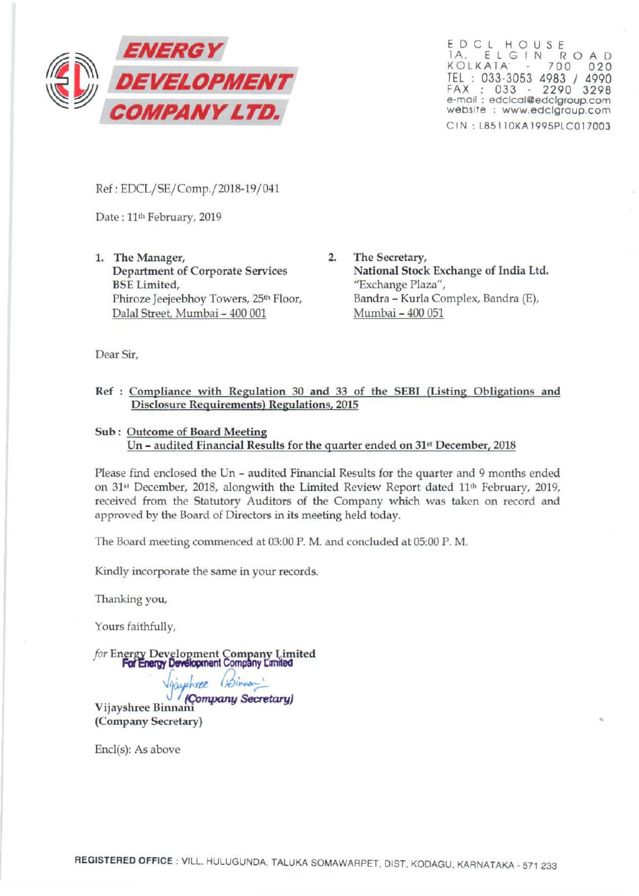# ENERGY DEVELOPMENT COMPANY LTD.

EDCL HOUSE
1A, ELGIN ROAD
KOLKATA - 700 020
TEL : 033-3053 4983 / 4990
FAX : 033 - 2290 3298
e-mail : edclcal@edclgroup.com
website : www.edclgroup.com
CIN : L85110KA1995PLC017003

Ref : EDCL/SE/Comp./2018-19/041

Date : 11th February, 2019

1. **The Manager,**
   **Department of Corporate Services**
   **BSE Limited,**
   Phiroze Jeejeebhoy Towers, 25th Floor,
   Dalal Street, Mumbai – 400 001

2. **The Secretary,**
   **National Stock Exchange of India Ltd.**
   "Exchange Plaza",
   Bandra – Kurla Complex, Bandra (E),
   Mumbai – 400 051

Dear Sir,

**Ref : Compliance with Regulation 30 and 33 of the SEBI (Listing Obligations and Disclosure Requirements) Regulations, 2015**

**Sub : Outcome of Board Meeting**
**Un – audited Financial Results for the quarter ended on 31st December, 2018**

Please find enclosed the Un – audited Financial Results for the quarter and 9 months ended on 31st December, 2018, alongwith the Limited Review Report dated 11th February, 2019, received from the Statutory Auditors of the Company which was taken on record and approved by the Board of Directors in its meeting held today.

The Board meeting commenced at 03:00 P. M. and concluded at 05:00 P. M.

Kindly incorporate the same in your records.

Thanking you,

Yours faithfully,

*for* Energy Development Company Limited

For Energy Development Company Limited

(Company Secretary)

Vijayshree Binnani
**(Company Secretary)**

Encl(s): As above

**REGISTERED OFFICE** : VILL. HULUGUNDA, TALUKA SOMAWARPET, DIST. KODAGU, KARNATAKA - 571 233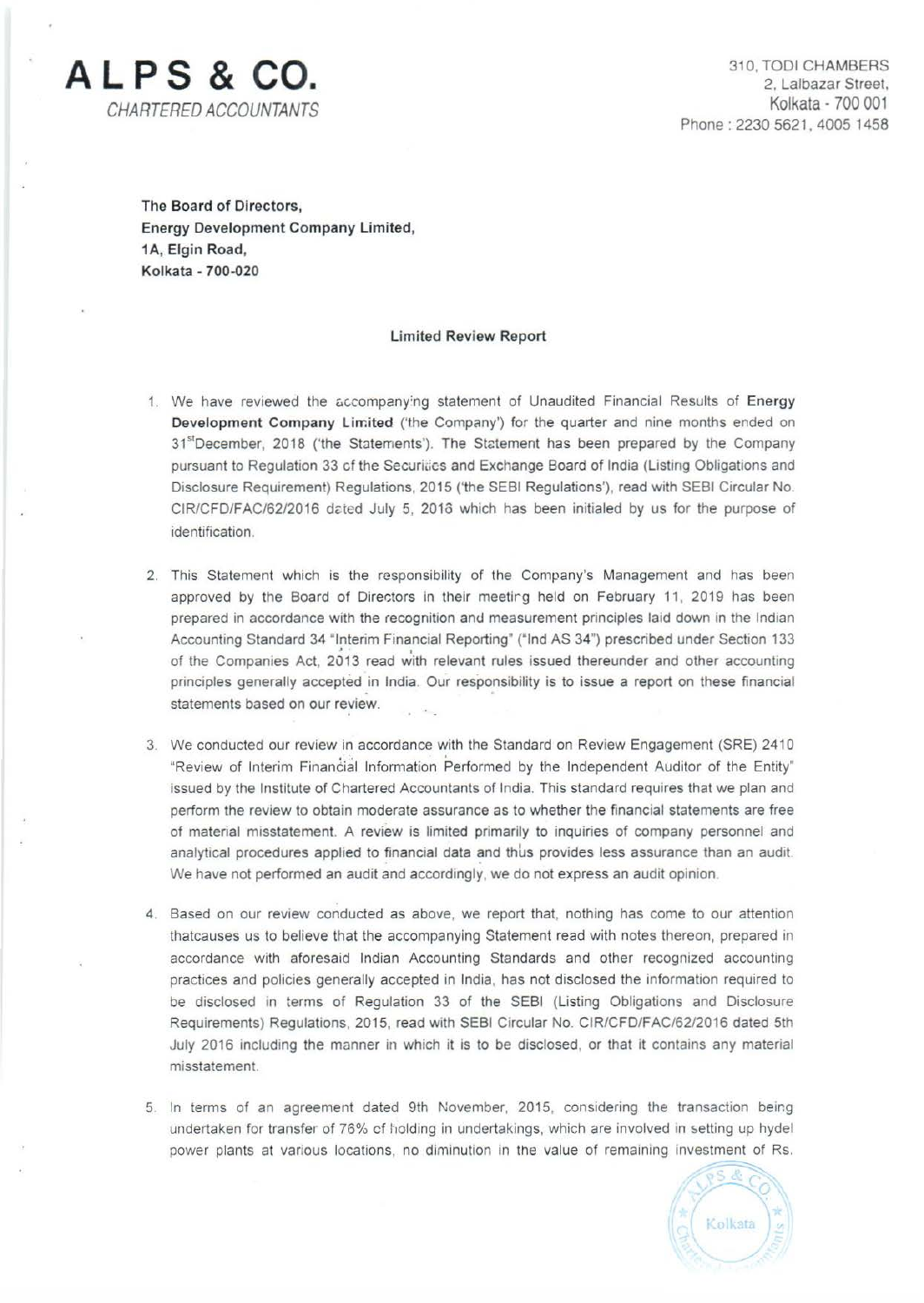# ALPS & CO.
*CHARTERED ACCOUNTANTS*

310, TODI CHAMBERS
2, Lalbazar Street,
Kolkata - 700 001
Phone : 2230 5621, 4005 1458

**The Board of Directors,**
**Energy Development Company Limited,**
**1A, Elgin Road,**
**Kolkata - 700-020**

## Limited Review Report

1. We have reviewed the accompanying statement of Unaudited Financial Results of **Energy Development Company Limited** ('the Company') for the quarter and nine months ended on 31st December, 2018 ('the Statements'). The Statement has been prepared by the Company pursuant to Regulation 33 of the Securities and Exchange Board of India (Listing Obligations and Disclosure Requirement) Regulations, 2015 ('the SEBI Regulations'), read with SEBI Circular No. CIR/CFD/FAC/62/2016 dated July 5, 2016 which has been initialed by us for the purpose of identification.

2. This Statement which is the responsibility of the Company's Management and has been approved by the Board of Directors in their meeting held on February 11, 2019 has been prepared in accordance with the recognition and measurement principles laid down in the Indian Accounting Standard 34 "Interim Financial Reporting" ("Ind AS 34") prescribed under Section 133 of the Companies Act, 2013 read with relevant rules issued thereunder and other accounting principles generally accepted in India. Our responsibility is to issue a report on these financial statements based on our review.

3. We conducted our review in accordance with the Standard on Review Engagement (SRE) 2410 "Review of Interim Financial Information Performed by the Independent Auditor of the Entity" issued by the Institute of Chartered Accountants of India. This standard requires that we plan and perform the review to obtain moderate assurance as to whether the financial statements are free of material misstatement. A review is limited primarily to inquiries of company personnel and analytical procedures applied to financial data and thus provides less assurance than an audit. We have not performed an audit and accordingly, we do not express an audit opinion.

4. Based on our review conducted as above, we report that, nothing has come to our attention thatcauses us to believe that the accompanying Statement read with notes thereon, prepared in accordance with aforesaid Indian Accounting Standards and other recognized accounting practices and policies generally accepted in India, has not disclosed the information required to be disclosed in terms of Regulation 33 of the SEBI (Listing Obligations and Disclosure Requirements) Regulations, 2015, read with SEBI Circular No. CIR/CFD/FAC/62/2016 dated 5th July 2016 including the manner in which it is to be disclosed, or that it contains any material misstatement.

5. In terms of an agreement dated 9th November, 2015, considering the transaction being undertaken for transfer of 76% of holding in undertakings, which are involved in setting up hydel power plants at various locations, no diminution in the value of remaining investment of Rs.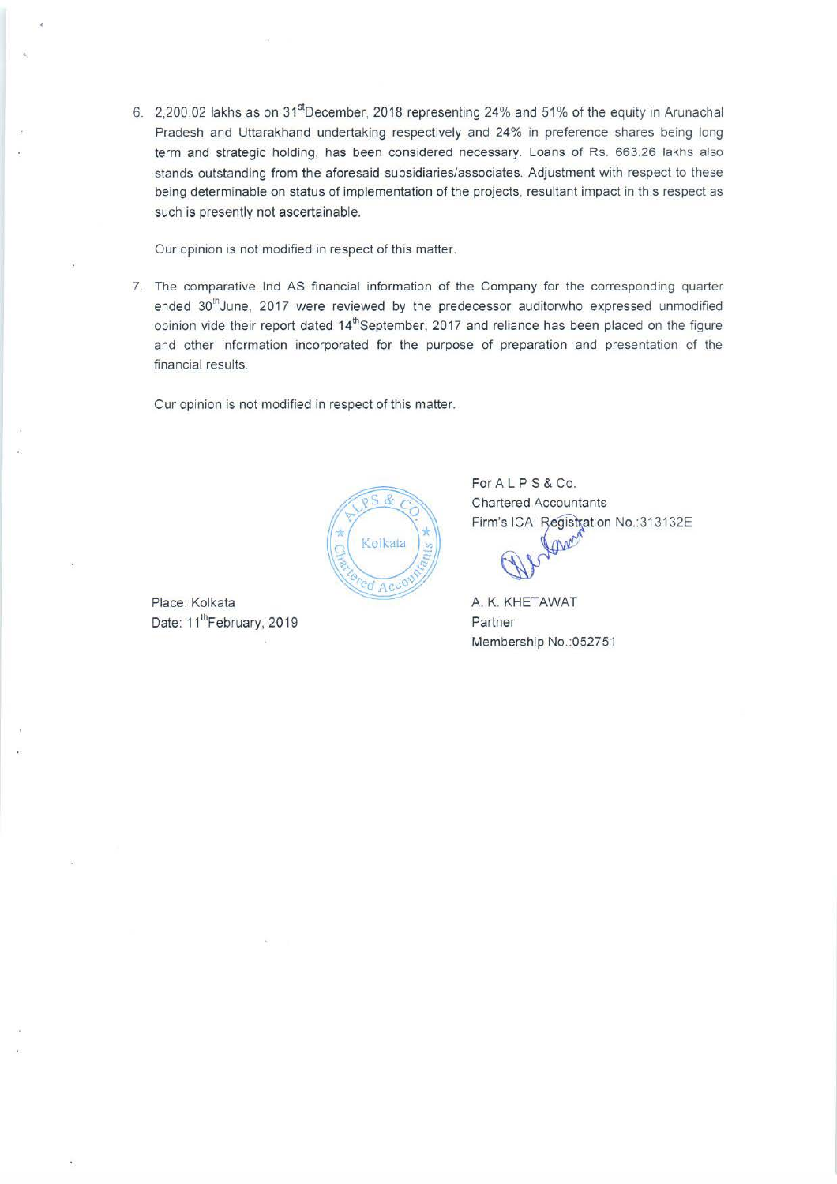6. 2,200.02 lakhs as on 31st December, 2018 representing 24% and 51% of the equity in Arunachal Pradesh and Uttarakhand undertaking respectively and 24% in preference shares being long term and strategic holding, has been considered necessary. Loans of Rs. 663.26 lakhs also stands outstanding from the aforesaid subsidiaries/associates. Adjustment with respect to these being determinable on status of implementation of the projects, resultant impact in this respect as such is presently not ascertainable.

   Our opinion is not modified in respect of this matter.

7. The comparative Ind AS financial information of the Company for the corresponding quarter ended 30th June, 2017 were reviewed by the predecessor auditorwho expressed unmodified opinion vide their report dated 14th September, 2017 and reliance has been placed on the figure and other information incorporated for the purpose of preparation and presentation of the financial results.

   Our opinion is not modified in respect of this matter.

For A L P S & Co.
Chartered Accountants
Firm's ICAI Registration No.:313132E

A. K. KHETAWAT
Partner
Membership No.:052751

Place: Kolkata
Date: 11th February, 2019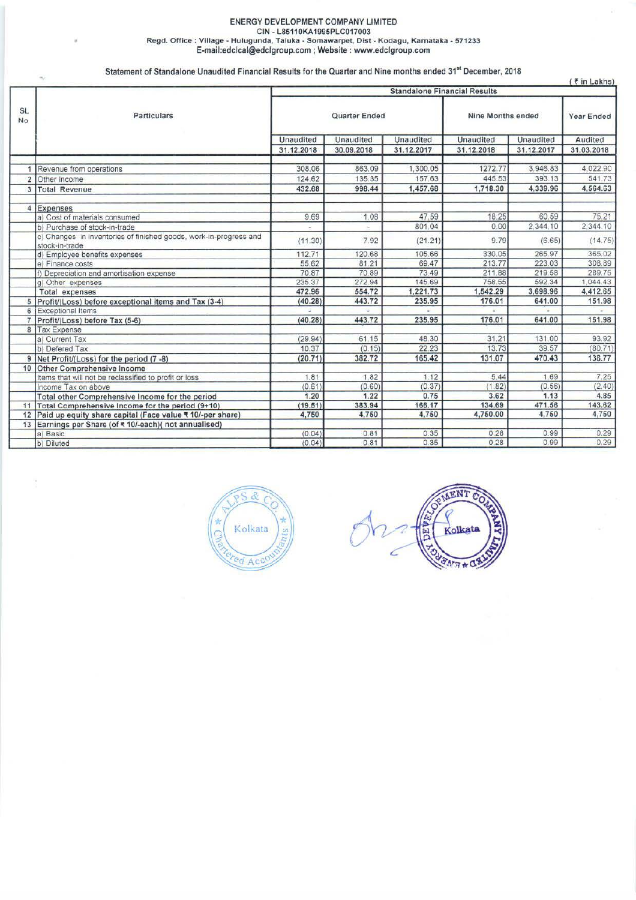# ENERGY DEVELOPMENT COMPANY LIMITED

CIN - L85110KA1995PLC017003

Regd. Office : Village - Hulugunda, Taluka - Somawarpet, Dist - Kodagu, Karnataka - 571233

E-mail:edclcal@edclgroup.com ; Website : www.edclgroup.com

## Statement of Standalone Unaudited Financial Results for the Quarter and Nine months ended 31st December, 2018

(₹ in Lakhs)

| SL No | Particulars | Standalone Financial Results | | | | | |
|---|---|---|---|---|---|---|---|
| | | Quarter Ended | | | Nine Months ended | | Year Ended |
| | | Unaudited | Unaudited | Unaudited | Unaudited | Unaudited | Audited |
| | | 31.12.2018 | 30.09.2018 | 31.12.2017 | 31.12.2018 | 31.12.2017 | 31.03.2018 |
| 1 | Revenue from operations | 308.06 | 863.09 | 1,300.05 | 1272.77 | 3,946.83 | 4,022.90 |
| 2 | Other Income | 124.62 | 135.35 | 157.63 | 445.53 | 393.13 | 541.73 |
| 3 | **Total Revenue** | **432.68** | **998.44** | **1,457.68** | **1,718.30** | **4,339.96** | **4,564.63** |
| 4 | **Expenses** | | | | | | |
| | a) Cost of materials consumed | 9.69 | 1.08 | 47.59 | 18.25 | 60.59 | 75.21 |
| | b) Purchase of stock-in-trade | - | - | 801.04 | 0.00 | 2,344.10 | 2,344.10 |
| | c) Changes in inventories of finished goods, work-in-progress and stock-in-trade | (11.30) | 7.92 | (21.21) | 9.79 | (6.65) | (14.75) |
| | d) Employee benefits expenses | 112.71 | 120.68 | 105.66 | 330.05 | 265.97 | 365.02 |
| | e) Finance costs | 55.62 | 81.21 | 69.47 | 213.77 | 223.03 | 308.89 |
| | f) Depreciation and amortisation expense | 70.87 | 70.89 | 73.49 | 211.88 | 219.58 | 289.75 |
| | g) Other expenses | 235.37 | 272.94 | 145.69 | 758.55 | 592.34 | 1,044.43 |
| | Total expenses | 472.96 | 554.72 | 1,221.73 | 1,542.29 | 3,698.96 | 4,412.65 |
| 5 | **Profit/(Loss) before exceptional items and Tax (3-4)** | **(40.28)** | **443.72** | **235.95** | **176.01** | **641.00** | **151.98** |
| 6 | Exceptional Items | - | - | - | - | - | - |
| 7 | **Profit/(Loss) before Tax (5-6)** | **(40.28)** | **443.72** | **235.95** | **176.01** | **641.00** | **151.98** |
| 8 | Tax Expense | | | | | | |
| | a) Current Tax | (29.94) | 61.15 | 48.30 | 31.21 | 131.00 | 93.92 |
| | b) Defered Tax | 10.37 | (0.15) | 22.23 | 13.73 | 39.57 | (80.71) |
| 9 | **Net Profit/(Loss) for the period (7 -8)** | **(20.71)** | **382.72** | **165.42** | **131.07** | **470.43** | **138.77** |
| 10 | **Other Comprehensive Income** | | | | | | |
| | Items that will not be reclassified to profit or loss | 1.81 | 1.82 | 1.12 | 5.44 | 1.69 | 7.25 |
| | Income Tax on above | (0.61) | (0.60) | (0.37) | (1.82) | (0.56) | (2.40) |
| | **Total other Comprehensive Income for the period** | **1.20** | **1.22** | **0.75** | **3.62** | **1.13** | **4.85** |
| 11 | **Total Comprehensive Income for the period (9+10)** | **(19.51)** | **383.94** | **166.17** | **134.69** | **471.56** | **143.62** |
| 12 | **Paid up equity share capital (Face value ₹ 10/-per share)** | **4,750** | **4,750** | **4,750** | **4,750.00** | **4,750** | **4,750** |
| 13 | **Earnings per Share (of ₹ 10/-each)( not annualised)** | | | | | | |
| | a) Basic | (0.04) | 0.81 | 0.35 | 0.28 | 0.99 | 0.29 |
| | b) Diluted | (0.04) | 0.81 | 0.35 | 0.28 | 0.99 | 0.29 |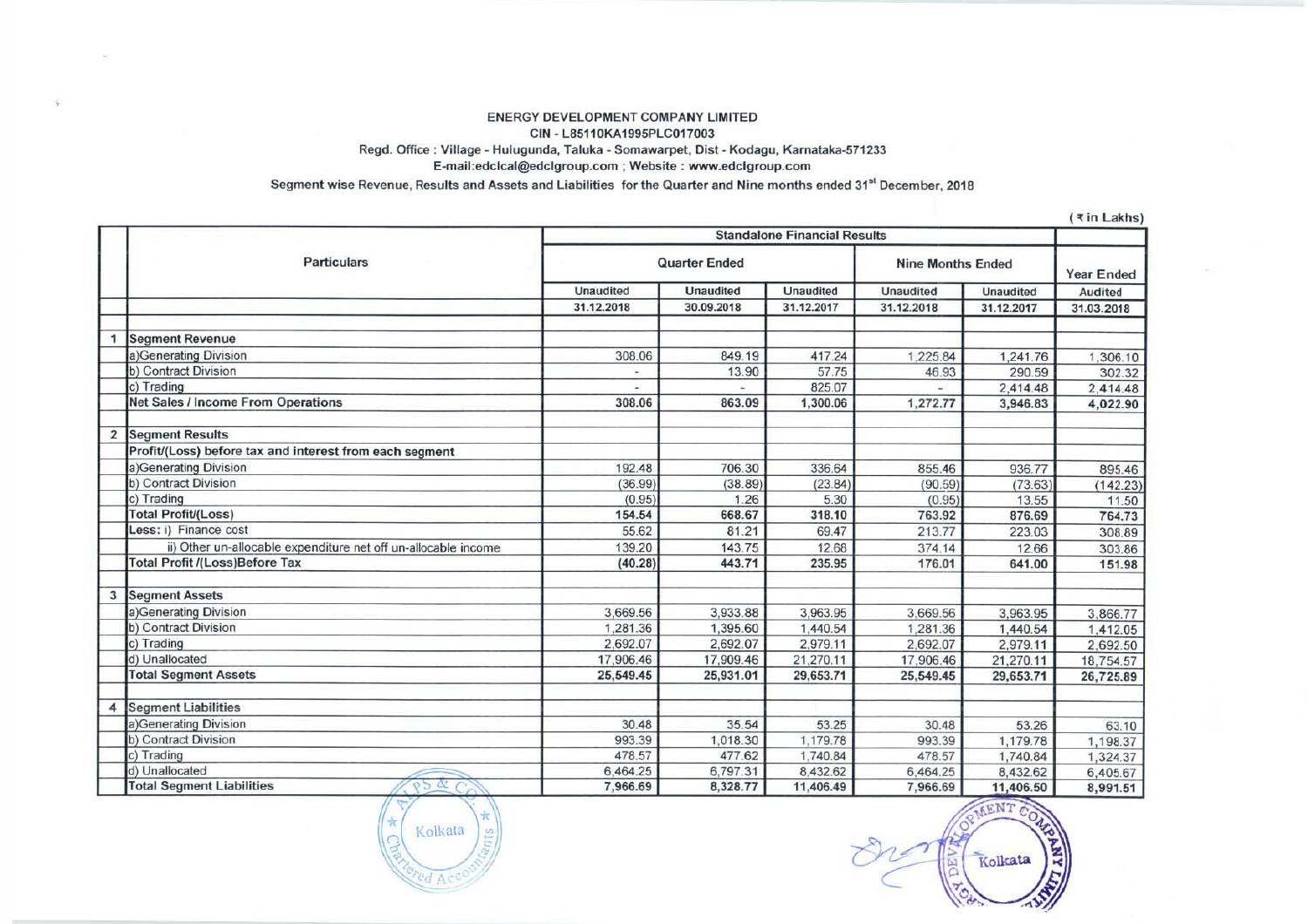**ENERGY DEVELOPMENT COMPANY LIMITED**
**CIN - L85110KA1995PLC017003**
**Regd. Office : Village - Hulugunda, Taluka - Somawarpet, Dist - Kodagu, Karnataka-571233**
**E-mail:edclcal@edclgroup.com ; Website : www.edclgroup.com**

**Segment wise Revenue, Results and Assets and Liabilities for the Quarter and Nine months ended 31st December, 2018**

(₹ in Lakhs)

| | Particulars | Standalone Financial Results | | | | | |
|---|---|---|---|---|---|---|---|
| | | Quarter Ended | | | Nine Months Ended | | Year Ended |
| | | Unaudited | Unaudited | Unaudited | Unaudited | Unaudited | Audited |
| | | 31.12.2018 | 30.09.2018 | 31.12.2017 | 31.12.2018 | 31.12.2017 | 31.03.2018 |
| 1 | **Segment Revenue** | | | | | | |
| | a)Generating Division | 308.06 | 849.19 | 417.24 | 1,225.84 | 1,241.76 | 1,306.10 |
| | b) Contract Division | - | 13.90 | 57.75 | 46.93 | 290.59 | 302.32 |
| | c) Trading | - | - | 825.07 | - | 2,414.48 | 2,414.48 |
| | **Net Sales / Income From Operations** | **308.06** | **863.09** | **1,300.06** | **1,272.77** | **3,946.83** | **4,022.90** |
| 2 | **Segment Results** | | | | | | |
| | **Profit/(Loss) before tax and interest from each segment** | | | | | | |
| | a)Generating Division | 192.48 | 706.30 | 336.64 | 855.46 | 936.77 | 895.46 |
| | b) Contract Division | (36.99) | (38.89) | (23.84) | (90.59) | (73.63) | (142.23) |
| | c) Trading | (0.95) | 1.26 | 5.30 | (0.95) | 13.55 | 11.50 |
| | **Total Profit/(Loss)** | **154.54** | **668.67** | **318.10** | **763.92** | **876.69** | **764.73** |
| | **Less:** i) Finance cost | 55.62 | 81.21 | 69.47 | 213.77 | 223.03 | 308.89 |
| | ii) Other un-allocable expenditure net off un-allocable income | 139.20 | 143.75 | 12.68 | 374.14 | 12.66 | 303.86 |
| | **Total Profit /(Loss)Before Tax** | **(40.28)** | **443.71** | **235.95** | **176.01** | **641.00** | **151.98** |
| 3 | **Segment Assets** | | | | | | |
| | a)Generating Division | 3,669.56 | 3,933.88 | 3,963.95 | 3,669.56 | 3,963.95 | 3,866.77 |
| | b) Contract Division | 1,281.36 | 1,395.60 | 1,440.54 | 1,281.36 | 1,440.54 | 1,412.05 |
| | c) Trading | 2,692.07 | 2,692.07 | 2,979.11 | 2,692.07 | 2,979.11 | 2,692.50 |
| | d) Unallocated | 17,906.46 | 17,909.46 | 21,270.11 | 17,906.46 | 21,270.11 | 18,754.57 |
| | **Total Segment Assets** | **25,549.45** | **25,931.01** | **29,653.71** | **25,549.45** | **29,653.71** | **26,725.89** |
| 4 | **Segment Liabilities** | | | | | | |
| | a)Generating Division | 30.48 | 35.54 | 53.25 | 30.48 | 53.26 | 63.10 |
| | b) Contract Division | 993.39 | 1,018.30 | 1,179.78 | 993.39 | 1,179.78 | 1,198.37 |
| | c) Trading | 478.57 | 477.62 | 1,740.84 | 478.57 | 1,740.84 | 1,324.37 |
| | d) Unallocated | 6,464.25 | 6,797.31 | 8,432.62 | 6,464.25 | 8,432.62 | 6,405.67 |
| | **Total Segment Liabilities** | **7,966.69** | **8,328.77** | **11,406.49** | **7,966.69** | **11,406.50** | **8,991.51** |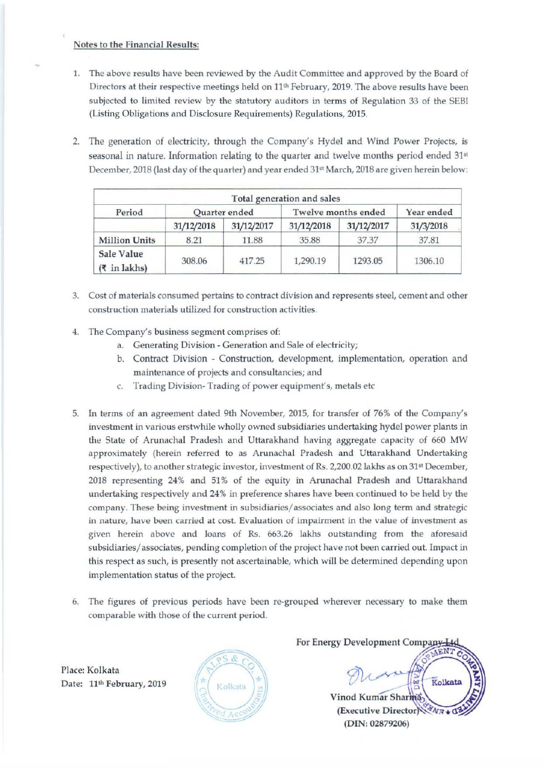**Notes to the Financial Results:**

1. The above results have been reviewed by the Audit Committee and approved by the Board of Directors at their respective meetings held on 11th February, 2019. The above results have been subjected to limited review by the statutory auditors in terms of Regulation 33 of the SEBI (Listing Obligations and Disclosure Requirements) Regulations, 2015.

2. The generation of electricity, through the Company's Hydel and Wind Power Projects, is seasonal in nature. Information relating to the quarter and twelve months period ended 31st December, 2018 (last day of the quarter) and year ended 31st March, 2018 are given herein below:

| Total generation and sales | | | | | |
|---|---|---|---|---|---|
| Period | Quarter ended | | Twelve months ended | | Year ended |
| | 31/12/2018 | 31/12/2017 | 31/12/2018 | 31/12/2017 | 31/3/2018 |
| Million Units | 8.21 | 11.88 | 35.88 | 37.37 | 37.81 |
| Sale Value (₹ in lakhs) | 308.06 | 417.25 | 1,290.19 | 1293.05 | 1306.10 |

3. Cost of materials consumed pertains to contract division and represents steel, cement and other construction materials utilized for construction activities.

4. The Company's business segment comprises of:
   a. Generating Division - Generation and Sale of electricity;
   b. Contract Division - Construction, development, implementation, operation and maintenance of projects and consultancies; and
   c. Trading Division- Trading of power equipment's, metals etc

5. In terms of an agreement dated 9th November, 2015, for transfer of 76% of the Company's investment in various erstwhile wholly owned subsidiaries undertaking hydel power plants in the State of Arunachal Pradesh and Uttarakhand having aggregate capacity of 660 MW approximately (herein referred to as Arunachal Pradesh and Uttarakhand Undertaking respectively), to another strategic investor, investment of Rs. 2,200.02 lakhs as on 31st December, 2018 representing 24% and 51% of the equity in Arunachal Pradesh and Uttarakhand undertaking respectively and 24% in preference shares have been continued to be held by the company. These being investment in subsidiaries/associates and also long term and strategic in nature, have been carried at cost. Evaluation of impairment in the value of investment as given herein above and loans of Rs. 663.26 lakhs outstanding from the aforesaid subsidiaries/associates, pending completion of the project have not been carried out. Impact in this respect as such, is presently not ascertainable, which will be determined depending upon implementation status of the project.

6. The figures of previous periods have been re-grouped wherever necessary to make them comparable with those of the current period.

Place: Kolkata
Date: 11th February, 2019

For Energy Development Company Ltd

Vinod Kumar Sharma
(Executive Director)
(DIN: 02879206)